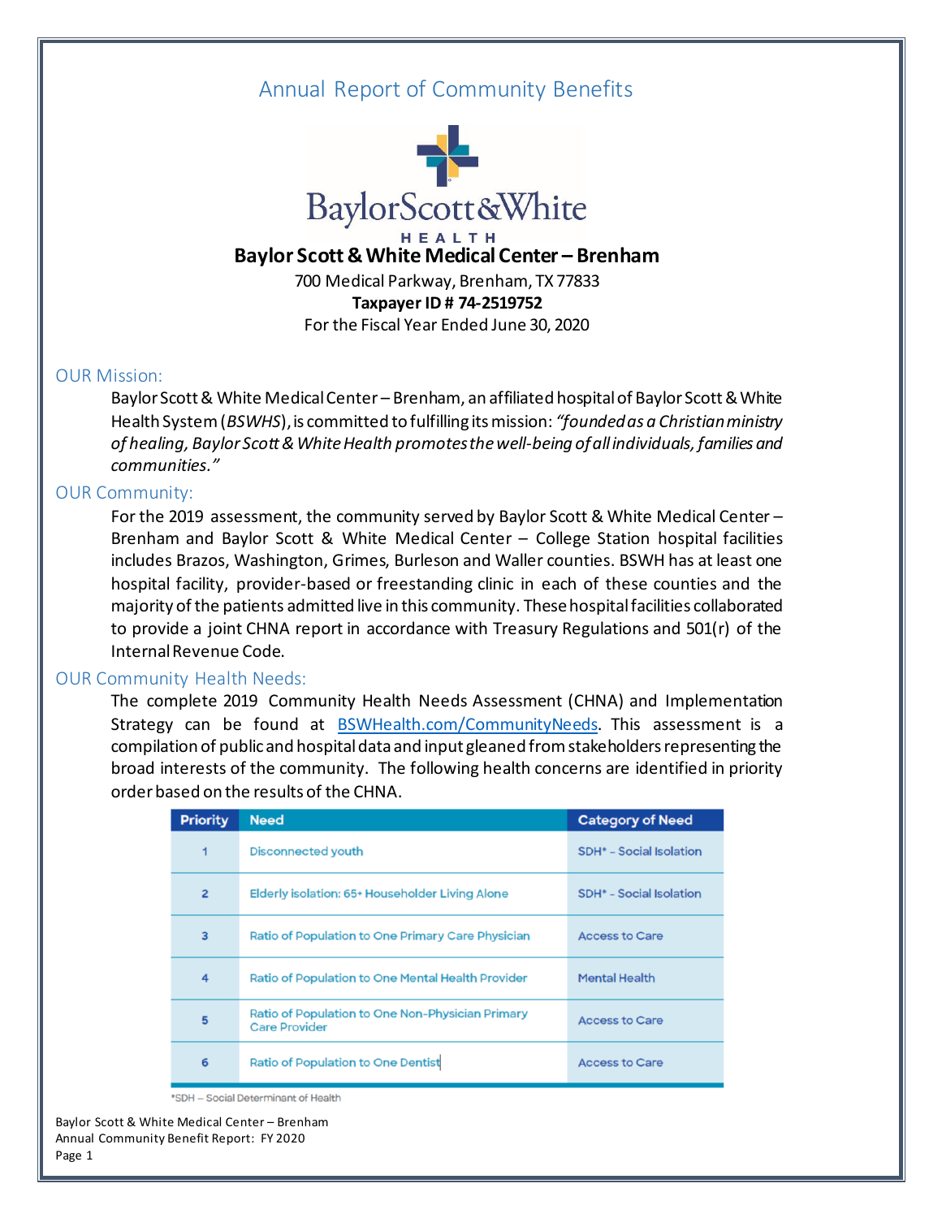# Annual Report of Community Benefits

**Baylor Scott & White Medical Center – Brenham**

700 Medical Parkway, Brenham, TX 77833

**Taxpayer ID # 74-2519752**

For the Fiscal Year Ended June 30, 2020

## OUR Mission:

Baylor Scott & White Medical Center – Brenham, an affiliated hospital of Baylor Scott & White Health System (*BSWHS*), is committed to fulfilling its mission: *"founded as a Christian ministry of healing, Baylor Scott & White Health promotes the well-being of all individuals, families and communities."*

## OUR Community:

For the 2019 assessment, the community served by Baylor Scott & White Medical Center – Brenham and Baylor Scott & White Medical Center – College Station hospital facilities includes Brazos, Washington, Grimes, Burleson and Waller counties. BSWH has at least one hospital facility, provider-based or freestanding clinic in each of these counties and the majority of the patients admitted live in this community. These hospital facilities collaborated to provide a joint CHNA report in accordance with Treasury Regulations and 501(r) of the Internal Revenue Code.

## OUR Community Health Needs:

The complete 2019 Community Health Needs Assessment (CHNA) and Implementation Strategy can be found at BSWHealth.com/CommunityNeeds. This assessment is a compilation of public and hospital data and input gleaned from stakeholders representing the broad interests of the community. The following health concerns are identified in priority order based on the results of the CHNA.

| Priority | Need | Category of Need |
| --- | --- | --- |
| 1 | Disconnected youth | SDH* - Social Isolation |
| 2 | Elderly isolation: 65+ Householder Living Alone | SDH* - Social Isolation |
| 3 | Ratio of Population to One Primary Care Physician | Access to Care |
| 4 | Ratio of Population to One Mental Health Provider | Mental Health |
| 5 | Ratio of Population to One Non-Physician Primary Care Provider | Access to Care |
| 6 | Ratio of Population to One Dentist | Access to Care |

*SDH – Social Determinant of Health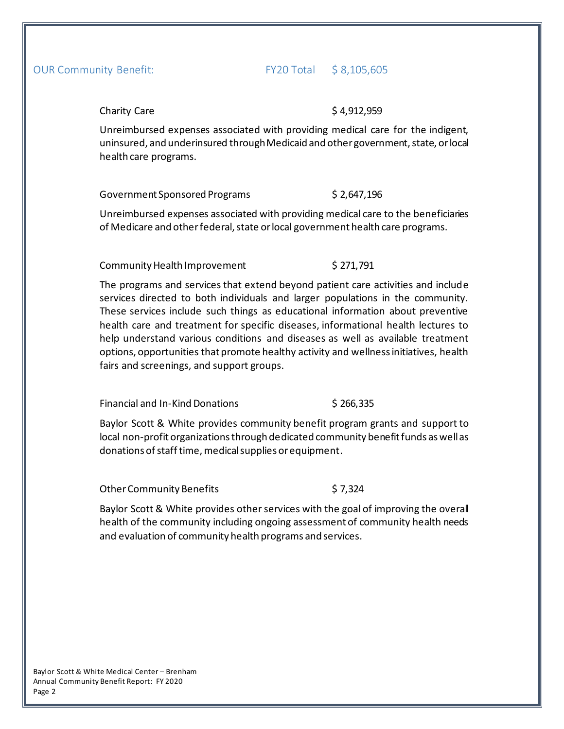## OUR Community Benefit: FY20 Total $ 8,105,605

**Charity Care** $ 4,912,959

Unreimbursed expenses associated with providing medical care for the indigent, uninsured, and underinsured through Medicaid and other government, state, or local health care programs.

**Government Sponsored Programs** $ 2,647,196

Unreimbursed expenses associated with providing medical care to the beneficiaries of Medicare and other federal, state or local government health care programs.

**Community Health Improvement** $ 271,791

The programs and services that extend beyond patient care activities and include services directed to both individuals and larger populations in the community. These services include such things as educational information about preventive health care and treatment for specific diseases, informational health lectures to help understand various conditions and diseases as well as available treatment options, opportunities that promote healthy activity and wellness initiatives, health fairs and screenings, and support groups.

**Financial and In-Kind Donations** $ 266,335

Baylor Scott & White provides community benefit program grants and support to local non-profit organizations through dedicated community benefit funds as well as donations of staff time, medical supplies or equipment.

**Other Community Benefits** $ 7,324

Baylor Scott & White provides other services with the goal of improving the overall health of the community including ongoing assessment of community health needs and evaluation of community health programs and services.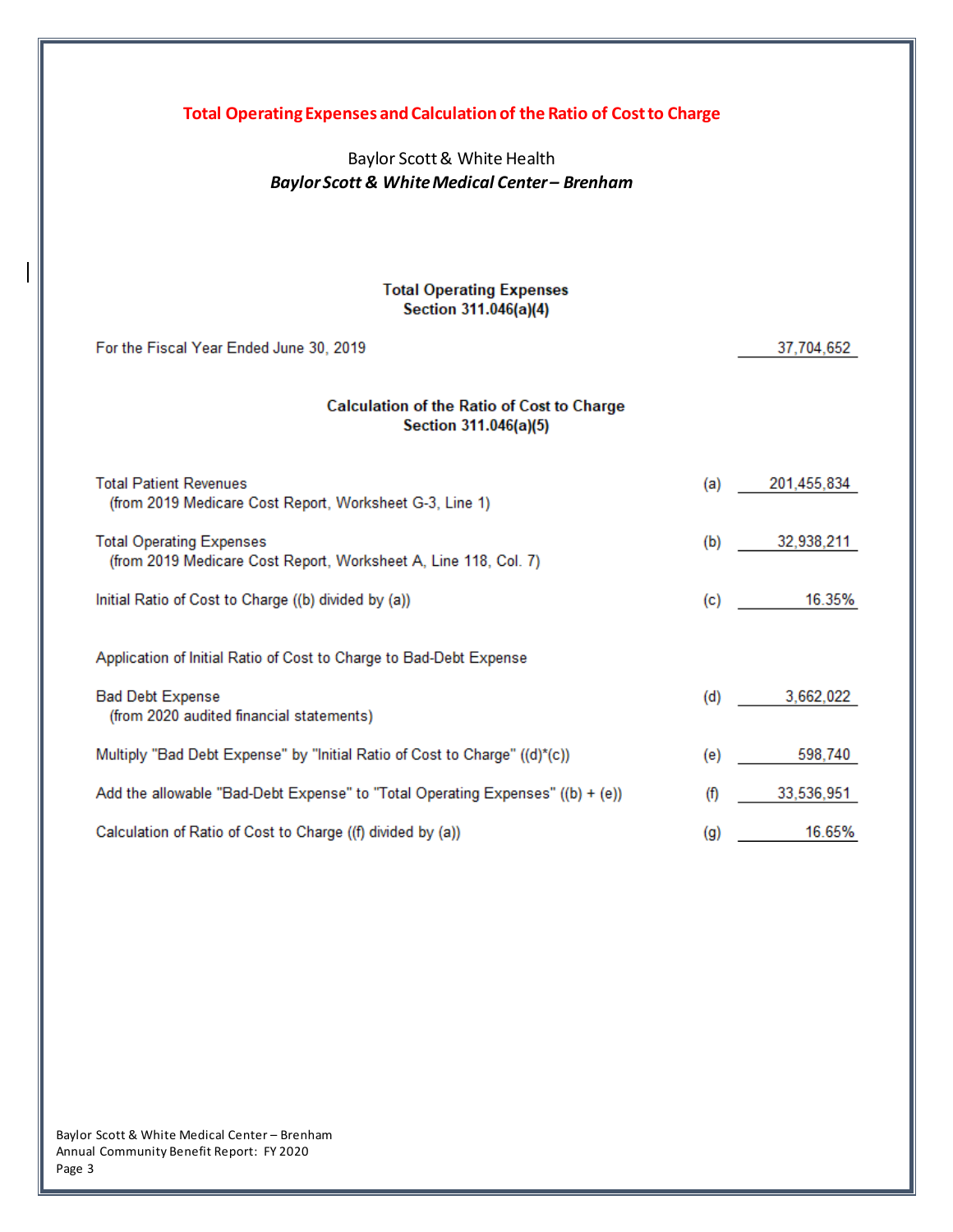# Total Operating Expenses and Calculation of the Ratio of Cost to Charge

Baylor Scott & White Health

***Baylor Scott & White Medical Center – Brenham***

## Total Operating Expenses
### Section 311.046(a)(4)

| | |
|---|---|
| For the Fiscal Year Ended June 30, 2019 | 37,704,652 |

## Calculation of the Ratio of Cost to Charge
### Section 311.046(a)(5)

| | | |
|---|---|---|
| Total Patient Revenues<br>(from 2019 Medicare Cost Report, Worksheet G-3, Line 1) | (a) | 201,455,834 |
| Total Operating Expenses<br>(from 2019 Medicare Cost Report, Worksheet A, Line 118, Col. 7) | (b) | 32,938,211 |
| Initial Ratio of Cost to Charge ((b) divided by (a)) | (c) | 16.35% |
| Application of Initial Ratio of Cost to Charge to Bad-Debt Expense | | |
| Bad Debt Expense<br>(from 2020 audited financial statements) | (d) | 3,662,022 |
| Multiply "Bad Debt Expense" by "Initial Ratio of Cost to Charge" ((d)*(c)) | (e) | 598,740 |
| Add the allowable "Bad-Debt Expense" to "Total Operating Expenses" ((b) + (e)) | (f) | 33,536,951 |
| Calculation of Ratio of Cost to Charge ((f) divided by (a)) | (g) | 16.65% |